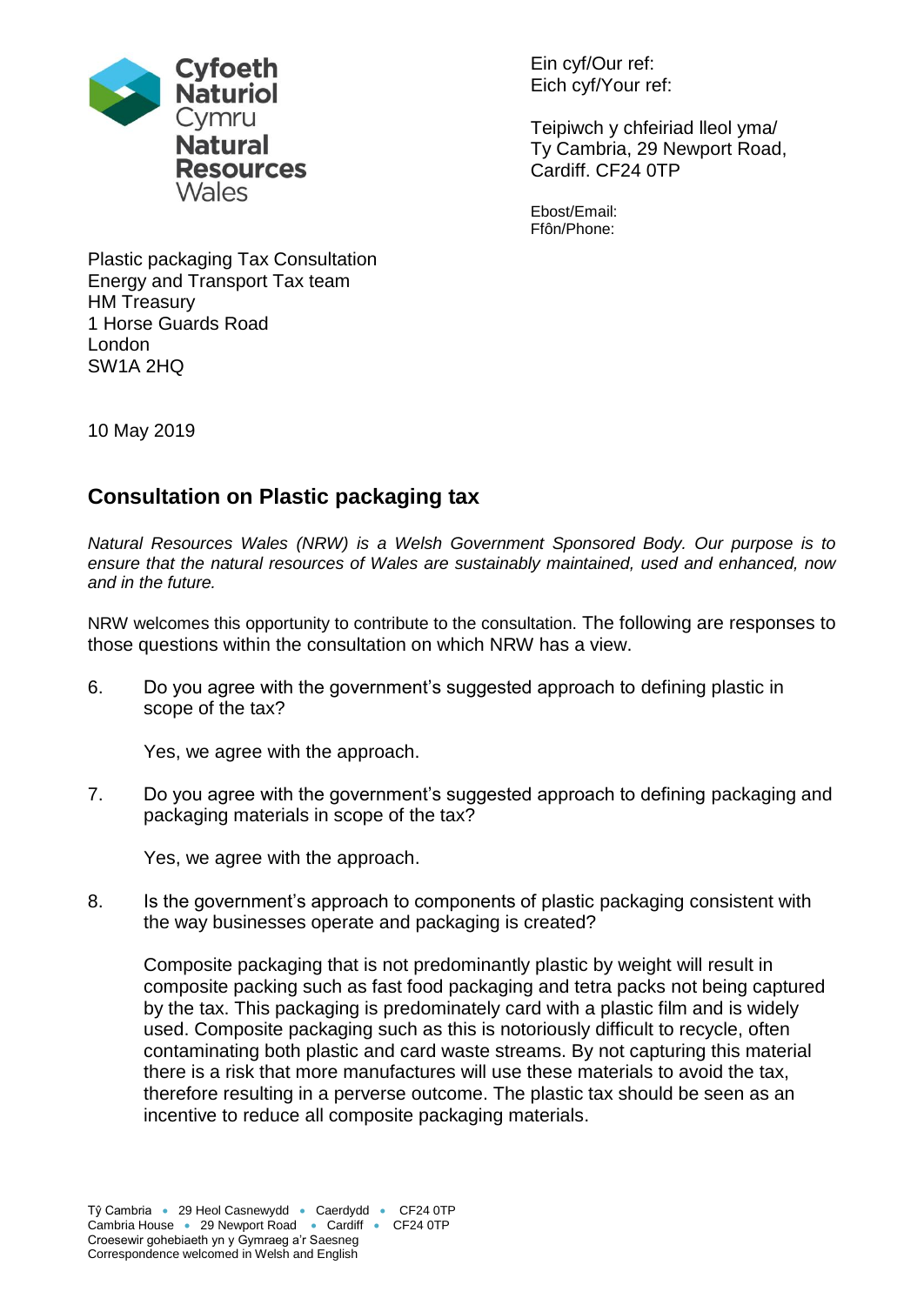Cyfoeth Naturiol Cymru
Natural Resources Wales

Ein cyf/Our ref:
Eich cyf/Your ref:

Teipiwch y chfeiriad lleol yma/
Ty Cambria, 29 Newport Road,
Cardiff. CF24 0TP

Ebost/Email:
Ffôn/Phone:

Plastic packaging Tax Consultation
Energy and Transport Tax team
HM Treasury
1 Horse Guards Road
London
SW1A 2HQ

10 May 2019

## Consultation on Plastic packaging tax

*Natural Resources Wales (NRW) is a Welsh Government Sponsored Body. Our purpose is to ensure that the natural resources of Wales are sustainably maintained, used and enhanced, now and in the future.*

NRW welcomes this opportunity to contribute to the consultation. The following are responses to those questions within the consultation on which NRW has a view.

6. Do you agree with the government's suggested approach to defining plastic in scope of the tax?

   Yes, we agree with the approach.

7. Do you agree with the government's suggested approach to defining packaging and packaging materials in scope of the tax?

   Yes, we agree with the approach.

8. Is the government's approach to components of plastic packaging consistent with the way businesses operate and packaging is created?

   Composite packaging that is not predominantly plastic by weight will result in composite packing such as fast food packaging and tetra packs not being captured by the tax. This packaging is predominately card with a plastic film and is widely used. Composite packaging such as this is notoriously difficult to recycle, often contaminating both plastic and card waste streams. By not capturing this material there is a risk that more manufactures will use these materials to avoid the tax, therefore resulting in a perverse outcome. The plastic tax should be seen as an incentive to reduce all composite packaging materials.

Tŷ Cambria • 29 Heol Casnewydd • Caerdydd • CF24 0TP
Cambria House • 29 Newport Road • Cardiff • CF24 0TP
Croesewir gohebiaeth yn y Gymraeg a'r Saesneg
Correspondence welcomed in Welsh and English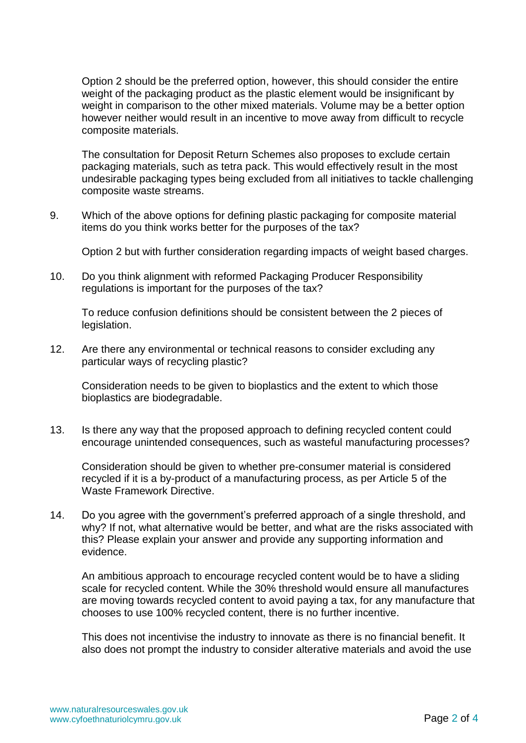Option 2 should be the preferred option, however, this should consider the entire weight of the packaging product as the plastic element would be insignificant by weight in comparison to the other mixed materials. Volume may be a better option however neither would result in an incentive to move away from difficult to recycle composite materials.

The consultation for Deposit Return Schemes also proposes to exclude certain packaging materials, such as tetra pack. This would effectively result in the most undesirable packaging types being excluded from all initiatives to tackle challenging composite waste streams.

9. Which of the above options for defining plastic packaging for composite material items do you think works better for the purposes of the tax?

   Option 2 but with further consideration regarding impacts of weight based charges.

10. Do you think alignment with reformed Packaging Producer Responsibility regulations is important for the purposes of the tax?

    To reduce confusion definitions should be consistent between the 2 pieces of legislation.

12. Are there any environmental or technical reasons to consider excluding any particular ways of recycling plastic?

    Consideration needs to be given to bioplastics and the extent to which those bioplastics are biodegradable.

13. Is there any way that the proposed approach to defining recycled content could encourage unintended consequences, such as wasteful manufacturing processes?

    Consideration should be given to whether pre-consumer material is considered recycled if it is a by-product of a manufacturing process, as per Article 5 of the Waste Framework Directive.

14. Do you agree with the government's preferred approach of a single threshold, and why? If not, what alternative would be better, and what are the risks associated with this? Please explain your answer and provide any supporting information and evidence.

    An ambitious approach to encourage recycled content would be to have a sliding scale for recycled content. While the 30% threshold would ensure all manufactures are moving towards recycled content to avoid paying a tax, for any manufacture that chooses to use 100% recycled content, there is no further incentive.

    This does not incentivise the industry to innovate as there is no financial benefit. It also does not prompt the industry to consider alterative materials and avoid the use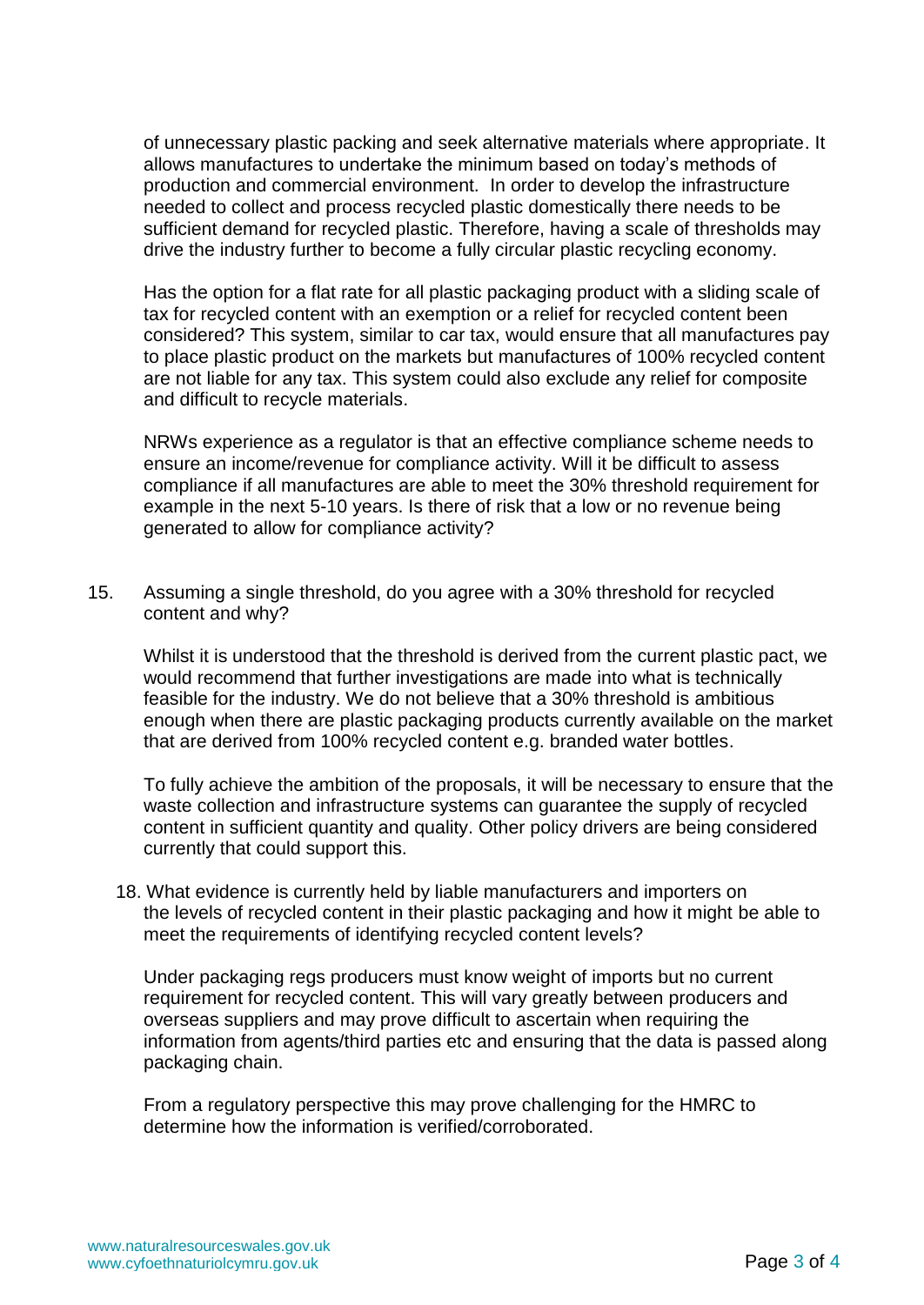of unnecessary plastic packing and seek alternative materials where appropriate. It allows manufactures to undertake the minimum based on today's methods of production and commercial environment. In order to develop the infrastructure needed to collect and process recycled plastic domestically there needs to be sufficient demand for recycled plastic. Therefore, having a scale of thresholds may drive the industry further to become a fully circular plastic recycling economy.

Has the option for a flat rate for all plastic packaging product with a sliding scale of tax for recycled content with an exemption or a relief for recycled content been considered? This system, similar to car tax, would ensure that all manufactures pay to place plastic product on the markets but manufactures of 100% recycled content are not liable for any tax. This system could also exclude any relief for composite and difficult to recycle materials.

NRWs experience as a regulator is that an effective compliance scheme needs to ensure an income/revenue for compliance activity. Will it be difficult to assess compliance if all manufactures are able to meet the 30% threshold requirement for example in the next 5-10 years. Is there of risk that a low or no revenue being generated to allow for compliance activity?

15. Assuming a single threshold, do you agree with a 30% threshold for recycled content and why?

    Whilst it is understood that the threshold is derived from the current plastic pact, we would recommend that further investigations are made into what is technically feasible for the industry. We do not believe that a 30% threshold is ambitious enough when there are plastic packaging products currently available on the market that are derived from 100% recycled content e.g. branded water bottles.

    To fully achieve the ambition of the proposals, it will be necessary to ensure that the waste collection and infrastructure systems can guarantee the supply of recycled content in sufficient quantity and quality. Other policy drivers are being considered currently that could support this.

18. What evidence is currently held by liable manufacturers and importers on the levels of recycled content in their plastic packaging and how it might be able to meet the requirements of identifying recycled content levels?

    Under packaging regs producers must know weight of imports but no current requirement for recycled content. This will vary greatly between producers and overseas suppliers and may prove difficult to ascertain when requiring the information from agents/third parties etc and ensuring that the data is passed along packaging chain.

    From a regulatory perspective this may prove challenging for the HMRC to determine how the information is verified/corroborated.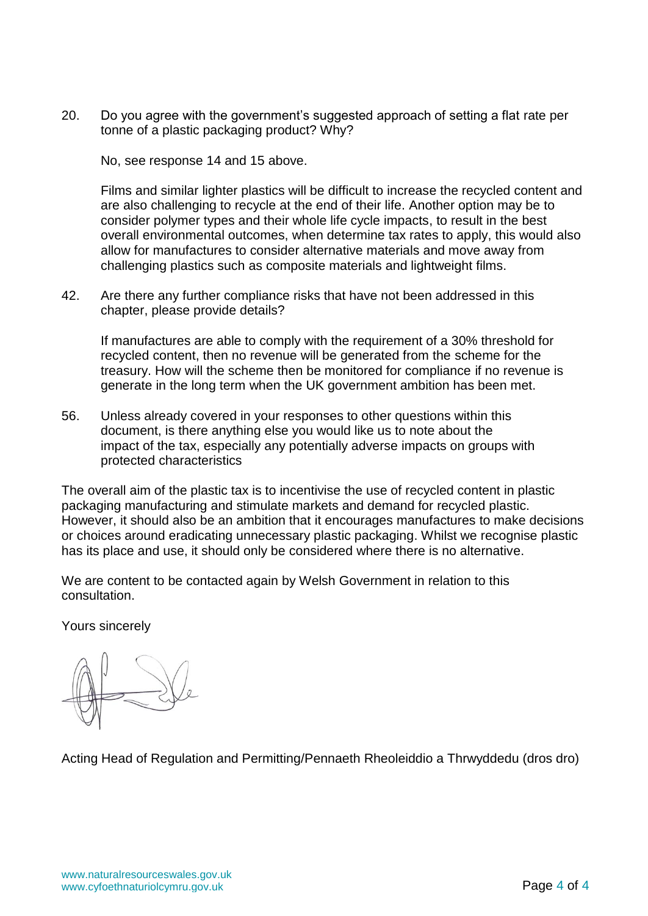20. Do you agree with the government's suggested approach of setting a flat rate per tonne of a plastic packaging product? Why?

    No, see response 14 and 15 above.

    Films and similar lighter plastics will be difficult to increase the recycled content and are also challenging to recycle at the end of their life. Another option may be to consider polymer types and their whole life cycle impacts, to result in the best overall environmental outcomes, when determine tax rates to apply, this would also allow for manufactures to consider alternative materials and move away from challenging plastics such as composite materials and lightweight films.

42. Are there any further compliance risks that have not been addressed in this chapter, please provide details?

    If manufactures are able to comply with the requirement of a 30% threshold for recycled content, then no revenue will be generated from the scheme for the treasury. How will the scheme then be monitored for compliance if no revenue is generate in the long term when the UK government ambition has been met.

56. Unless already covered in your responses to other questions within this document, is there anything else you would like us to note about the impact of the tax, especially any potentially adverse impacts on groups with protected characteristics

The overall aim of the plastic tax is to incentivise the use of recycled content in plastic packaging manufacturing and stimulate markets and demand for recycled plastic. However, it should also be an ambition that it encourages manufactures to make decisions or choices around eradicating unnecessary plastic packaging. Whilst we recognise plastic has its place and use, it should only be considered where there is no alternative.

We are content to be contacted again by Welsh Government in relation to this consultation.

Yours sincerely

Acting Head of Regulation and Permitting/Pennaeth Rheoleiddio a Thrwyddedu (dros dro)

www.naturalresourceswales.gov.uk
www.cyfoethnaturiolcymru.gov.uk